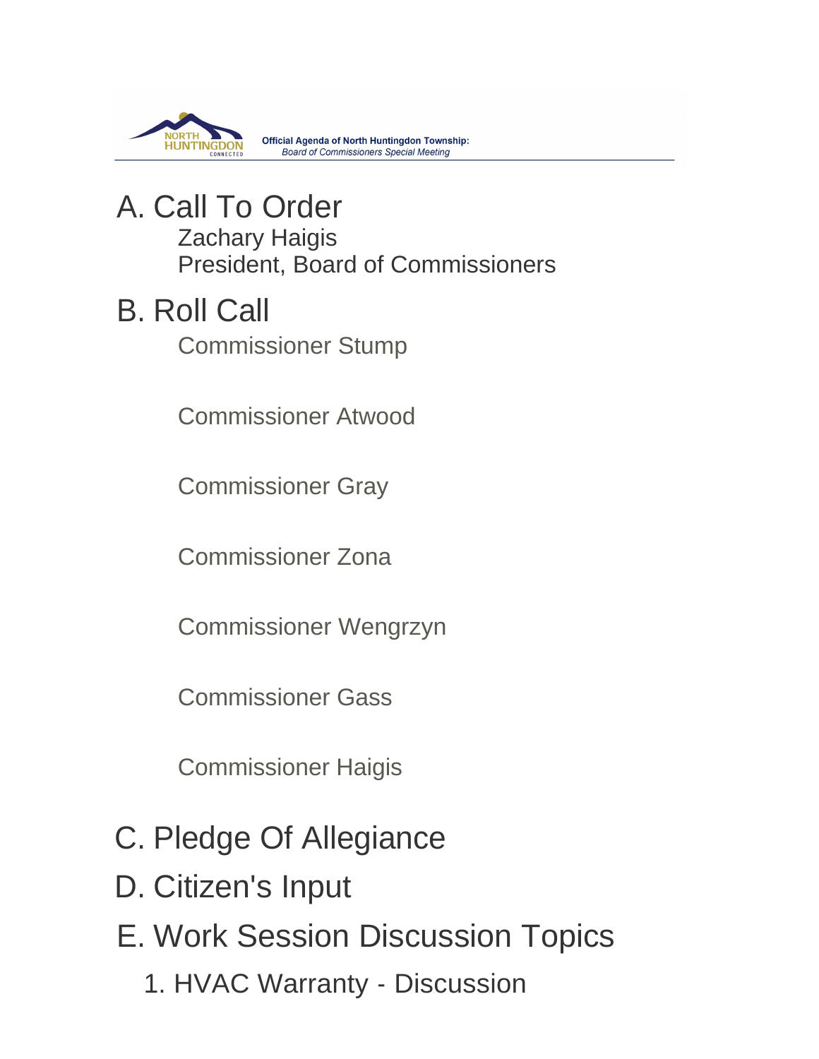**Official Agenda of North Huntingdon Township:**
*Board of Commissioners Special Meeting*

# A. Call To Order

Zachary Haigis
President, Board of Commissioners

# B. Roll Call

Commissioner Stump

Commissioner Atwood

Commissioner Gray

Commissioner Zona

Commissioner Wengrzyn

Commissioner Gass

Commissioner Haigis

# C. Pledge Of Allegiance

# D. Citizen's Input

# E. Work Session Discussion Topics

## 1. HVAC Warranty - Discussion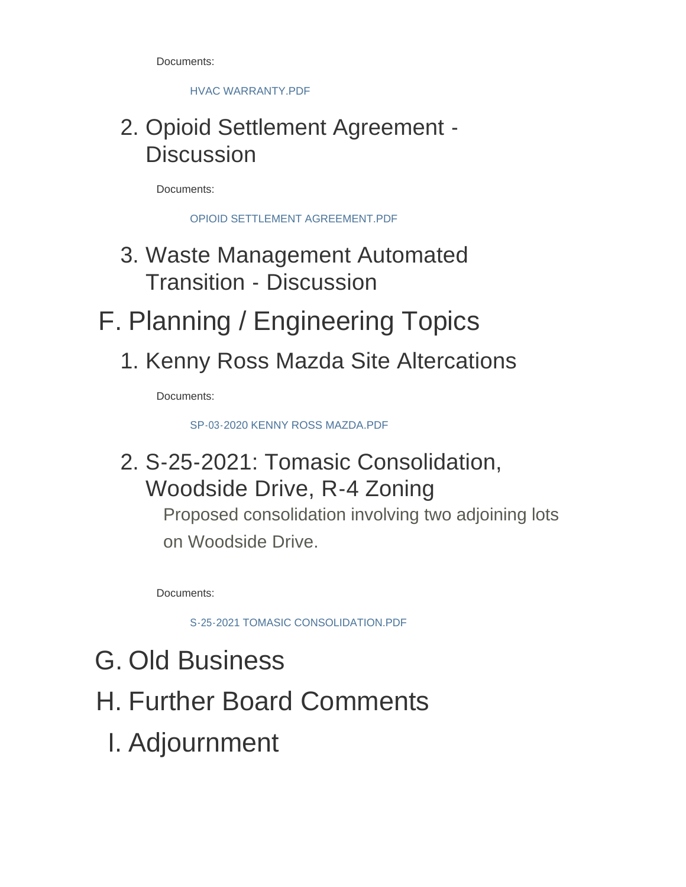Documents:

HVAC WARRANTY.PDF

### 2. Opioid Settlement Agreement - Discussion

Documents:

OPIOID SETTLEMENT AGREEMENT.PDF

### 3. Waste Management Automated Transition - Discussion

## F. Planning / Engineering Topics

### 1. Kenny Ross Mazda Site Altercations

Documents:

SP-03-2020 KENNY ROSS MAZDA.PDF

### 2. S-25-2021: Tomasic Consolidation, Woodside Drive, R-4 Zoning

Proposed consolidation involving two adjoining lots on Woodside Drive.

Documents:

S-25-2021 TOMASIC CONSOLIDATION.PDF

## G. Old Business

## H. Further Board Comments

## I. Adjournment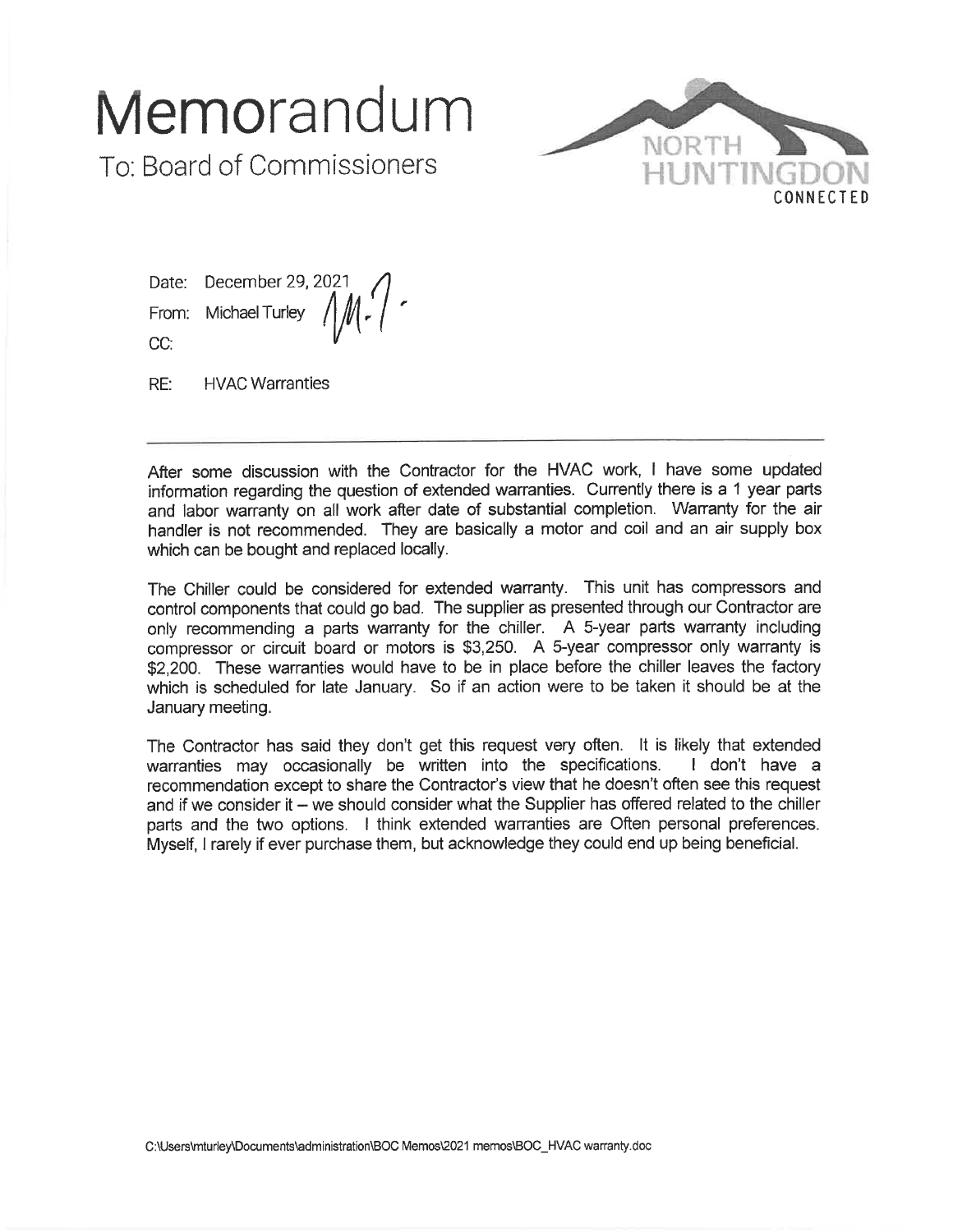# Memorandum

To: Board of Commissioners

NORTH HUNTINGDON
CONNECTED

Date: December 29, 2021

From: Michael Turley

CC:

RE: HVAC Warranties

---

After some discussion with the Contractor for the HVAC work, I have some updated information regarding the question of extended warranties. Currently there is a 1 year parts and labor warranty on all work after date of substantial completion. Warranty for the air handler is not recommended. They are basically a motor and coil and an air supply box which can be bought and replaced locally.

The Chiller could be considered for extended warranty. This unit has compressors and control components that could go bad. The supplier as presented through our Contractor are only recommending a parts warranty for the chiller. A 5-year parts warranty including compressor or circuit board or motors is $3,250. A 5-year compressor only warranty is $2,200. These warranties would have to be in place before the chiller leaves the factory which is scheduled for late January. So if an action were to be taken it should be at the January meeting.

The Contractor has said they don't get this request very often. It is likely that extended warranties may occasionally be written into the specifications. I don't have a recommendation except to share the Contractor's view that he doesn't often see this request and if we consider it – we should consider what the Supplier has offered related to the chiller parts and the two options. I think extended warranties are Often personal preferences. Myself, I rarely if ever purchase them, but acknowledge they could end up being beneficial.

C:\Users\mturley\Documents\administration\BOC Memos\2021 memos\BOC_HVAC warranty.doc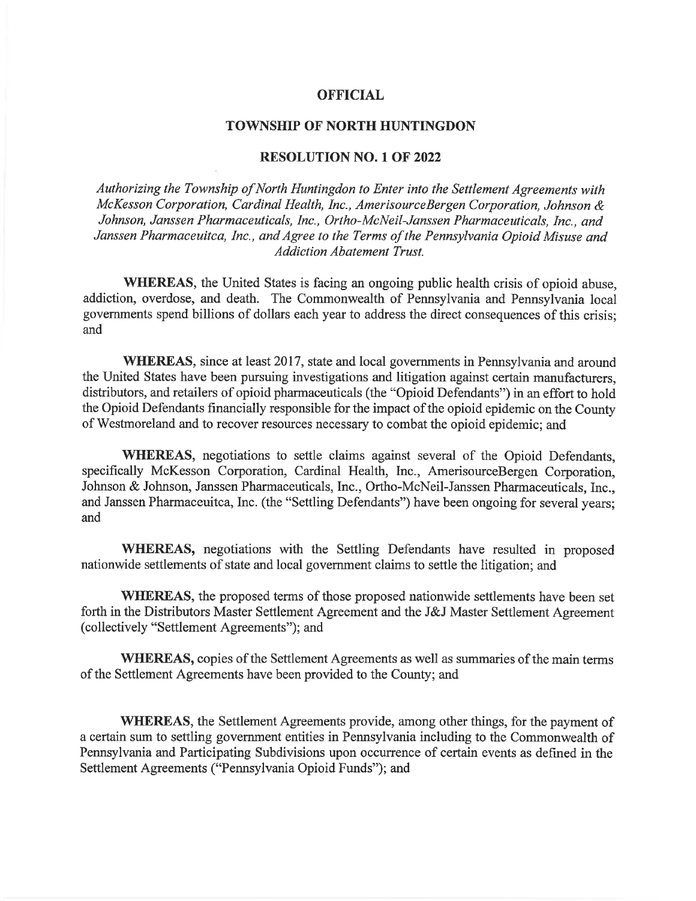**OFFICIAL**

**TOWNSHIP OF NORTH HUNTINGDON**

**RESOLUTION NO. 1 OF 2022**

*Authorizing the Township of North Huntingdon to Enter into the Settlement Agreements with McKesson Corporation, Cardinal Health, Inc., AmerisourceBergen Corporation, Johnson & Johnson, Janssen Pharmaceuticals, Inc., Ortho-McNeil-Janssen Pharmaceuticals, Inc., and Janssen Pharmaceuitca, Inc., and Agree to the Terms of the Pennsylvania Opioid Misuse and Addiction Abatement Trust.*

**WHEREAS**, the United States is facing an ongoing public health crisis of opioid abuse, addiction, overdose, and death. The Commonwealth of Pennsylvania and Pennsylvania local governments spend billions of dollars each year to address the direct consequences of this crisis; and

**WHEREAS**, since at least 2017, state and local governments in Pennsylvania and around the United States have been pursuing investigations and litigation against certain manufacturers, distributors, and retailers of opioid pharmaceuticals (the "Opioid Defendants") in an effort to hold the Opioid Defendants financially responsible for the impact of the opioid epidemic on the County of Westmoreland and to recover resources necessary to combat the opioid epidemic; and

**WHEREAS**, negotiations to settle claims against several of the Opioid Defendants, specifically McKesson Corporation, Cardinal Health, Inc., AmerisourceBergen Corporation, Johnson & Johnson, Janssen Pharmaceuticals, Inc., Ortho-McNeil-Janssen Pharmaceuticals, Inc., and Janssen Pharmaceuitca, Inc. (the "Settling Defendants") have been ongoing for several years; and

**WHEREAS,** negotiations with the Settling Defendants have resulted in proposed nationwide settlements of state and local government claims to settle the litigation; and

**WHEREAS,** the proposed terms of those proposed nationwide settlements have been set forth in the Distributors Master Settlement Agreement and the J&J Master Settlement Agreement (collectively "Settlement Agreements"); and

**WHEREAS,** copies of the Settlement Agreements as well as summaries of the main terms of the Settlement Agreements have been provided to the County; and

**WHEREAS,** the Settlement Agreements provide, among other things, for the payment of a certain sum to settling government entities in Pennsylvania including to the Commonwealth of Pennsylvania and Participating Subdivisions upon occurrence of certain events as defined in the Settlement Agreements ("Pennsylvania Opioid Funds"); and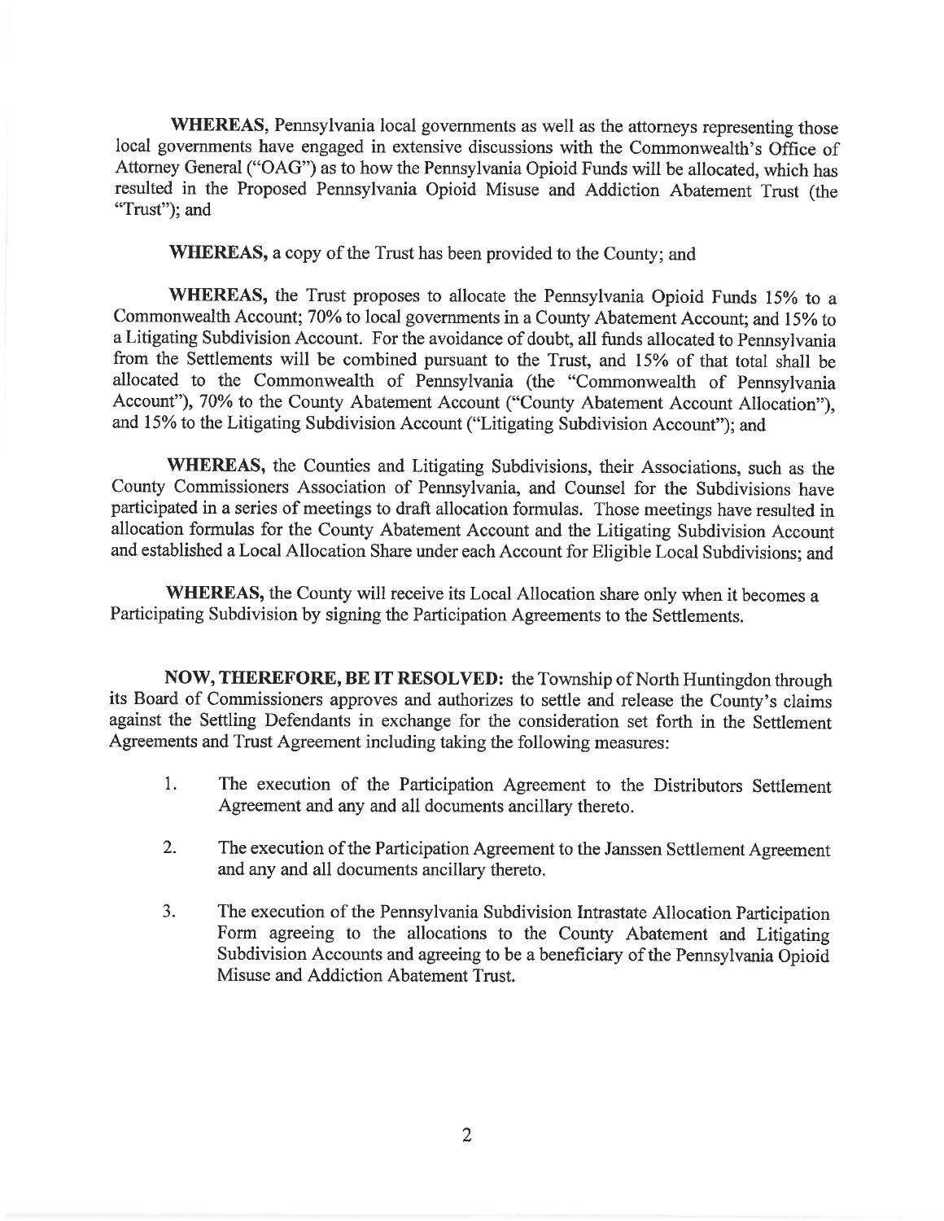**WHEREAS**, Pennsylvania local governments as well as the attorneys representing those local governments have engaged in extensive discussions with the Commonwealth's Office of Attorney General ("OAG") as to how the Pennsylvania Opioid Funds will be allocated, which has resulted in the Proposed Pennsylvania Opioid Misuse and Addiction Abatement Trust (the "Trust"); and

**WHEREAS**, a copy of the Trust has been provided to the County; and

**WHEREAS**, the Trust proposes to allocate the Pennsylvania Opioid Funds 15% to a Commonwealth Account; 70% to local governments in a County Abatement Account; and 15% to a Litigating Subdivision Account. For the avoidance of doubt, all funds allocated to Pennsylvania from the Settlements will be combined pursuant to the Trust, and 15% of that total shall be allocated to the Commonwealth of Pennsylvania (the "Commonwealth of Pennsylvania Account"), 70% to the County Abatement Account ("County Abatement Account Allocation"), and 15% to the Litigating Subdivision Account ("Litigating Subdivision Account"); and

**WHEREAS**, the Counties and Litigating Subdivisions, their Associations, such as the County Commissioners Association of Pennsylvania, and Counsel for the Subdivisions have participated in a series of meetings to draft allocation formulas. Those meetings have resulted in allocation formulas for the County Abatement Account and the Litigating Subdivision Account and established a Local Allocation Share under each Account for Eligible Local Subdivisions; and

**WHEREAS**, the County will receive its Local Allocation share only when it becomes a Participating Subdivision by signing the Participation Agreements to the Settlements.

**NOW, THEREFORE, BE IT RESOLVED:** the Township of North Huntingdon through its Board of Commissioners approves and authorizes to settle and release the County's claims against the Settling Defendants in exchange for the consideration set forth in the Settlement Agreements and Trust Agreement including taking the following measures:

1. The execution of the Participation Agreement to the Distributors Settlement Agreement and any and all documents ancillary thereto.
2. The execution of the Participation Agreement to the Janssen Settlement Agreement and any and all documents ancillary thereto.
3. The execution of the Pennsylvania Subdivision Intrastate Allocation Participation Form agreeing to the allocations to the County Abatement and Litigating Subdivision Accounts and agreeing to be a beneficiary of the Pennsylvania Opioid Misuse and Addiction Abatement Trust.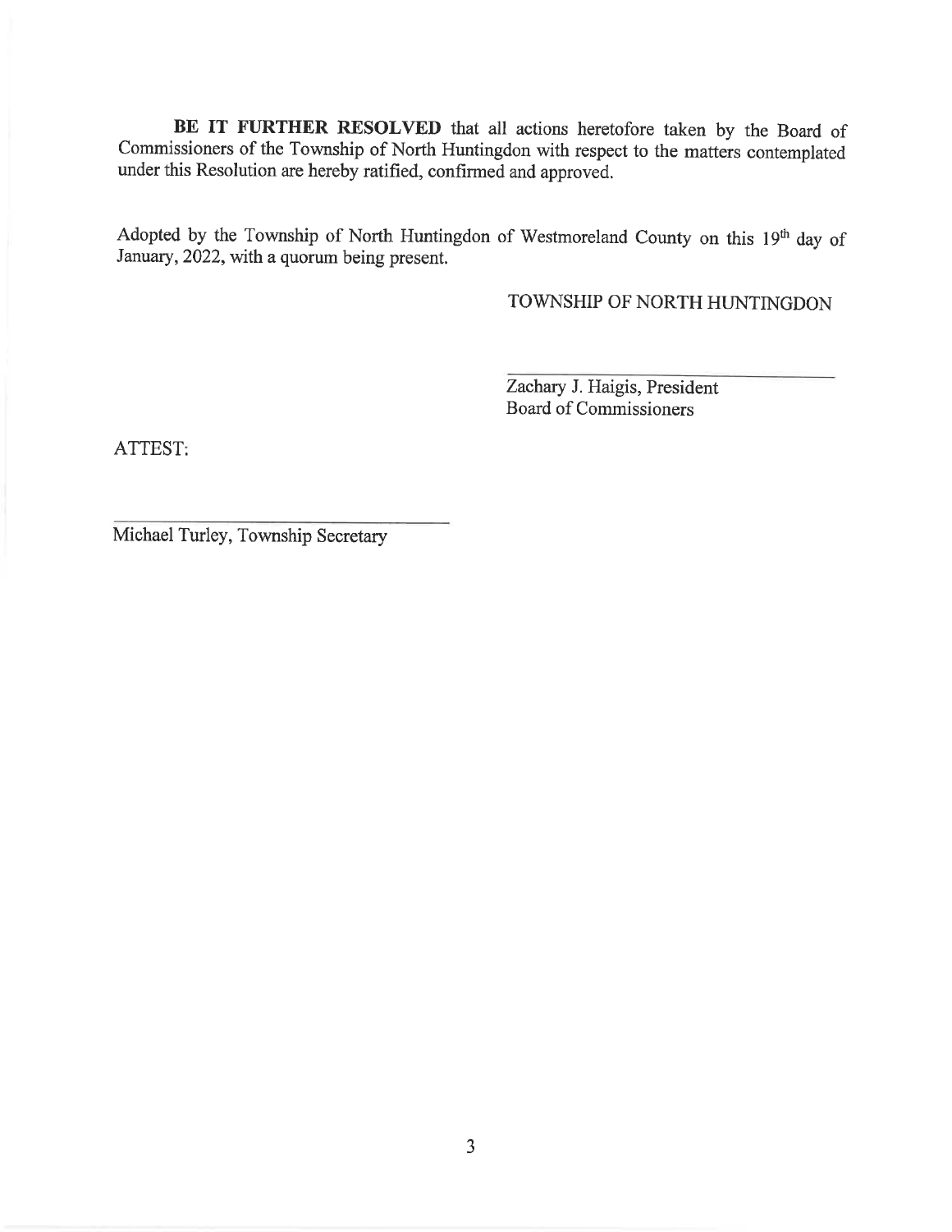**BE IT FURTHER RESOLVED** that all actions heretofore taken by the Board of Commissioners of the Township of North Huntingdon with respect to the matters contemplated under this Resolution are hereby ratified, confirmed and approved.

Adopted by the Township of North Huntingdon of Westmoreland County on this 19th day of January, 2022, with a quorum being present.

TOWNSHIP OF NORTH HUNTINGDON

\_\_\_\_\_\_\_\_\_\_\_\_\_\_\_\_\_\_\_\_\_\_\_\_\_\_\_\_\_\_\_\_

Zachary J. Haigis, President
Board of Commissioners

ATTEST:

\_\_\_\_\_\_\_\_\_\_\_\_\_\_\_\_\_\_\_\_\_\_\_\_\_\_\_\_\_\_\_\_

Michael Turley, Township Secretary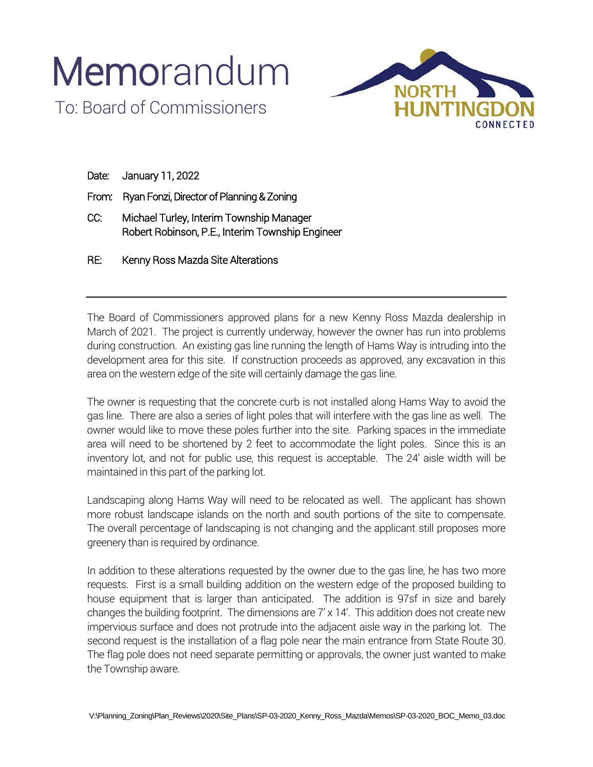# Memorandum

To: Board of Commissioners

NORTH HUNTINGDON CONNECTED

Date: January 11, 2022

From: Ryan Fonzi, Director of Planning & Zoning

CC: Michael Turley, Interim Township Manager
Robert Robinson, P.E., Interim Township Engineer

RE: Kenny Ross Mazda Site Alterations

---

The Board of Commissioners approved plans for a new Kenny Ross Mazda dealership in March of 2021. The project is currently underway, however the owner has run into problems during construction. An existing gas line running the length of Hams Way is intruding into the development area for this site. If construction proceeds as approved, any excavation in this area on the western edge of the site will certainly damage the gas line.

The owner is requesting that the concrete curb is not installed along Hams Way to avoid the gas line. There are also a series of light poles that will interfere with the gas line as well. The owner would like to move these poles further into the site. Parking spaces in the immediate area will need to be shortened by 2 feet to accommodate the light poles. Since this is an inventory lot, and not for public use, this request is acceptable. The 24' aisle width will be maintained in this part of the parking lot.

Landscaping along Hams Way will need to be relocated as well. The applicant has shown more robust landscape islands on the north and south portions of the site to compensate. The overall percentage of landscaping is not changing and the applicant still proposes more greenery than is required by ordinance.

In addition to these alterations requested by the owner due to the gas line, he has two more requests. First is a small building addition on the western edge of the proposed building to house equipment that is larger than anticipated. The addition is 97sf in size and barely changes the building footprint. The dimensions are 7' x 14'. This addition does not create new impervious surface and does not protrude into the adjacent aisle way in the parking lot. The second request is the installation of a flag pole near the main entrance from State Route 30. The flag pole does not need separate permitting or approvals, the owner just wanted to make the Township aware.

V:\Planning_Zoning\Plan_Reviews\2020\Site_Plans\SP-03-2020_Kenny_Ross_Mazda\Memos\SP-03-2020_BOC_Memo_03.doc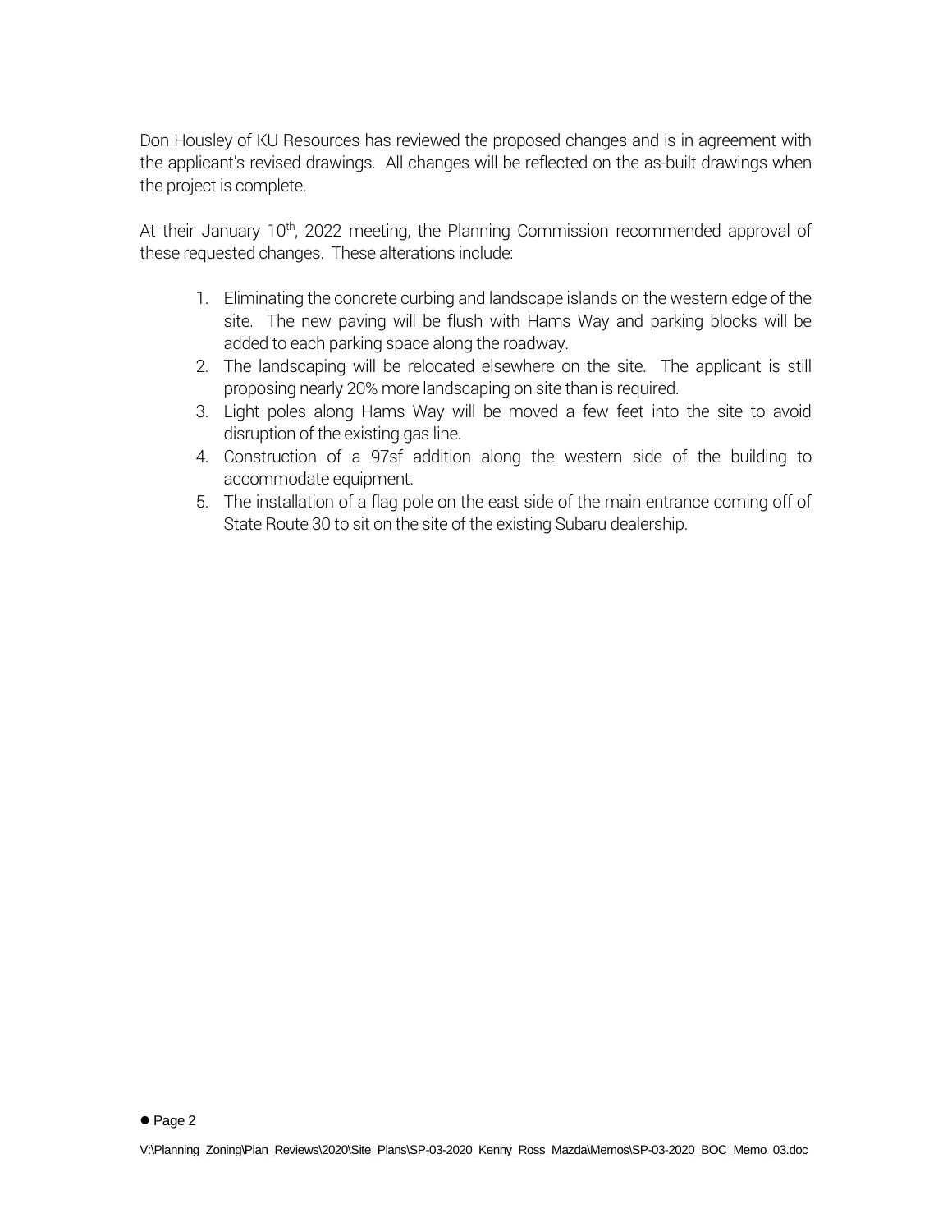Don Housley of KU Resources has reviewed the proposed changes and is in agreement with the applicant's revised drawings. All changes will be reflected on the as-built drawings when the project is complete.

At their January 10th, 2022 meeting, the Planning Commission recommended approval of these requested changes. These alterations include:

1. Eliminating the concrete curbing and landscape islands on the western edge of the site. The new paving will be flush with Hams Way and parking blocks will be added to each parking space along the roadway.
2. The landscaping will be relocated elsewhere on the site. The applicant is still proposing nearly 20% more landscaping on site than is required.
3. Light poles along Hams Way will be moved a few feet into the site to avoid disruption of the existing gas line.
4. Construction of a 97sf addition along the western side of the building to accommodate equipment.
5. The installation of a flag pole on the east side of the main entrance coming off of State Route 30 to sit on the site of the existing Subaru dealership.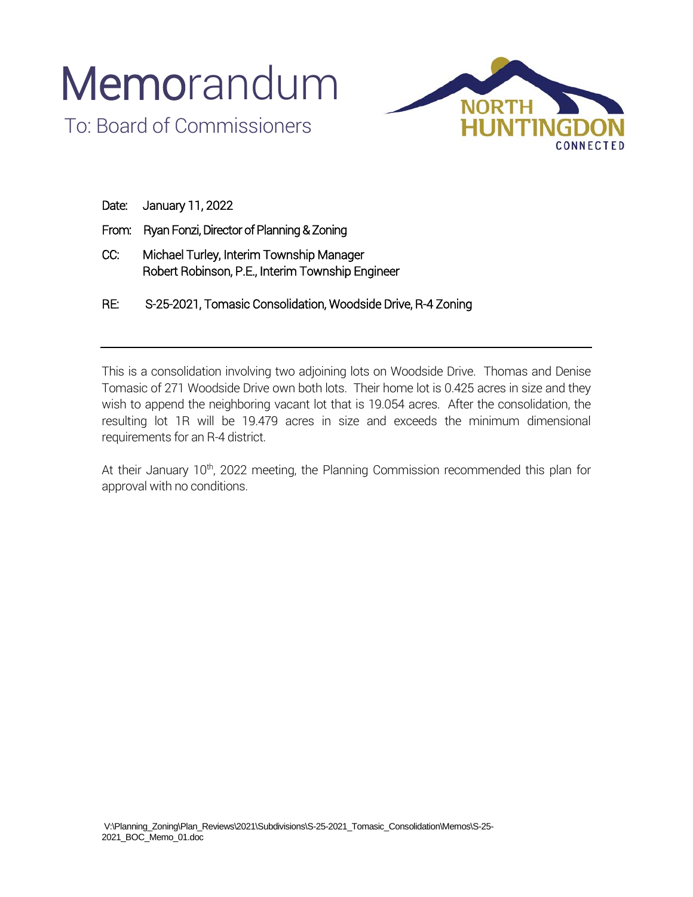# Memorandum

To: Board of Commissioners

NORTH HUNTINGDON
CONNECTED

Date: January 11, 2022

From: Ryan Fonzi, Director of Planning & Zoning

CC: Michael Turley, Interim Township Manager
Robert Robinson, P.E., Interim Township Engineer

RE: S-25-2021, Tomasic Consolidation, Woodside Drive, R-4 Zoning

---

This is a consolidation involving two adjoining lots on Woodside Drive. Thomas and Denise Tomasic of 271 Woodside Drive own both lots. Their home lot is 0.425 acres in size and they wish to append the neighboring vacant lot that is 19.054 acres. After the consolidation, the resulting lot 1R will be 19.479 acres in size and exceeds the minimum dimensional requirements for an R-4 district.

At their January 10th, 2022 meeting, the Planning Commission recommended this plan for approval with no conditions.

V:\Planning_Zoning\Plan_Reviews\2021\Subdivisions\S-25-2021_Tomasic_Consolidation\Memos\S-25-2021_BOC_Memo_01.doc